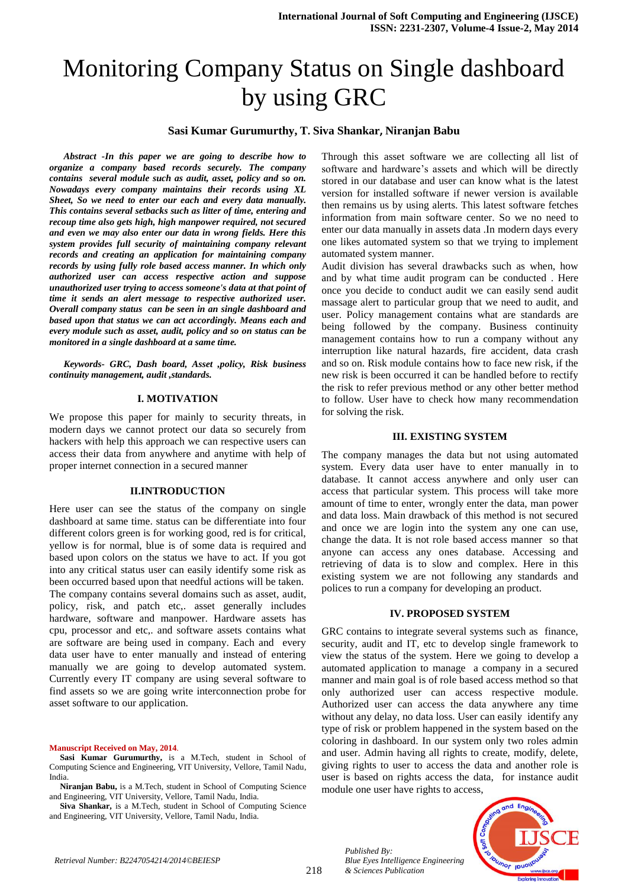# Monitoring Company Status on Single dashboard by using GRC

**Sasi Kumar Gurumurthy, T. Siva Shankar, Niranjan Babu**

***Abstract -In this paper we are going to describe how to organize a company based records securely. The company contains several module such as audit, asset, policy and so on. Nowadays every company maintains their records using XL Sheet, So we need to enter our each and every data manually. This contains several setbacks such as litter of time, entering and recoup time also gets high, high manpower required, not secured and even we may also enter our data in wrong fields. Here this system provides full security of maintaining company relevant records and creating an application for maintaining company records by using fully role based access manner. In which only authorized user can access respective action and suppose unauthorized user trying to access someone's data at that point of time it sends an alert message to respective authorized user. Overall company status can be seen in an single dashboard and based upon that status we can act accordingly. Means each and every module such as asset, audit, policy and so on status can be monitored in a single dashboard at a same time.***

***Keywords- GRC, Dash board, Asset ,policy, Risk business continuity management, audit ,standards.***

## I. MOTIVATION

We propose this paper for mainly to security threats, in modern days we cannot protect our data so securely from hackers with help this approach we can respective users can access their data from anywhere and anytime with help of proper internet connection in a secured manner

## II.INTRODUCTION

Here user can see the status of the company on single dashboard at same time. status can be differentiate into four different colors green is for working good, red is for critical, yellow is for normal, blue is of some data is required and based upon colors on the status we have to act. If you got into any critical status user can easily identify some risk as been occurred based upon that needful actions will be taken.

The company contains several domains such as asset, audit, policy, risk, and patch etc,. asset generally includes hardware, software and manpower. Hardware assets has cpu, processor and etc,. and software assets contains what are software are being used in company. Each and every data user have to enter manually and instead of entering manually we are going to develop automated system. Currently every IT company are using several software to find assets so we are going write interconnection probe for asset software to our application.

Through this asset software we are collecting all list of software and hardware's assets and which will be directly stored in our database and user can know what is the latest version for installed software if newer version is available then remains us by using alerts. This latest software fetches information from main software center. So we no need to enter our data manually in assets data .In modern days every one likes automated system so that we trying to implement automated system manner.

Audit division has several drawbacks such as when, how and by what time audit program can be conducted . Here once you decide to conduct audit we can easily send audit massage alert to particular group that we need to audit, and user. Policy management contains what are standards are being followed by the company. Business continuity management contains how to run a company without any interruption like natural hazards, fire accident, data crash and so on. Risk module contains how to face new risk, if the new risk is been occurred it can be handled before to rectify the risk to refer previous method or any other better method to follow. User have to check how many recommendation for solving the risk.

## III. EXISTING SYSTEM

The company manages the data but not using automated system. Every data user have to enter manually in to database. It cannot access anywhere and only user can access that particular system. This process will take more amount of time to enter, wrongly enter the data, man power and data loss. Main drawback of this method is not secured and once we are login into the system any one can use, change the data. It is not role based access manner so that anyone can access any ones database. Accessing and retrieving of data is to slow and complex. Here in this existing system we are not following any standards and polices to run a company for developing an product.

## IV. PROPOSED SYSTEM

GRC contains to integrate several systems such as finance, security, audit and IT, etc to develop single framework to view the status of the system. Here we going to develop a automated application to manage a company in a secured manner and main goal is of role based access method so that only authorized user can access respective module. Authorized user can access the data anywhere any time without any delay, no data loss. User can easily identify any type of risk or problem happened in the system based on the coloring in dashboard. In our system only two roles admin and user. Admin having all rights to create, modify, delete, giving rights to user to access the data and another role is user is based on rights access the data, for instance audit module one user have rights to access,

**Manuscript Received on May, 2014**.

**Sasi Kumar Gurumurthy,** is a M.Tech, student in School of Computing Science and Engineering, VIT University, Vellore, Tamil Nadu, India.

**Niranjan Babu,** is a M.Tech, student in School of Computing Science and Engineering, VIT University, Vellore, Tamil Nadu, India.

**Siva Shankar,** is a M.Tech, student in School of Computing Science and Engineering, VIT University, Vellore, Tamil Nadu, India.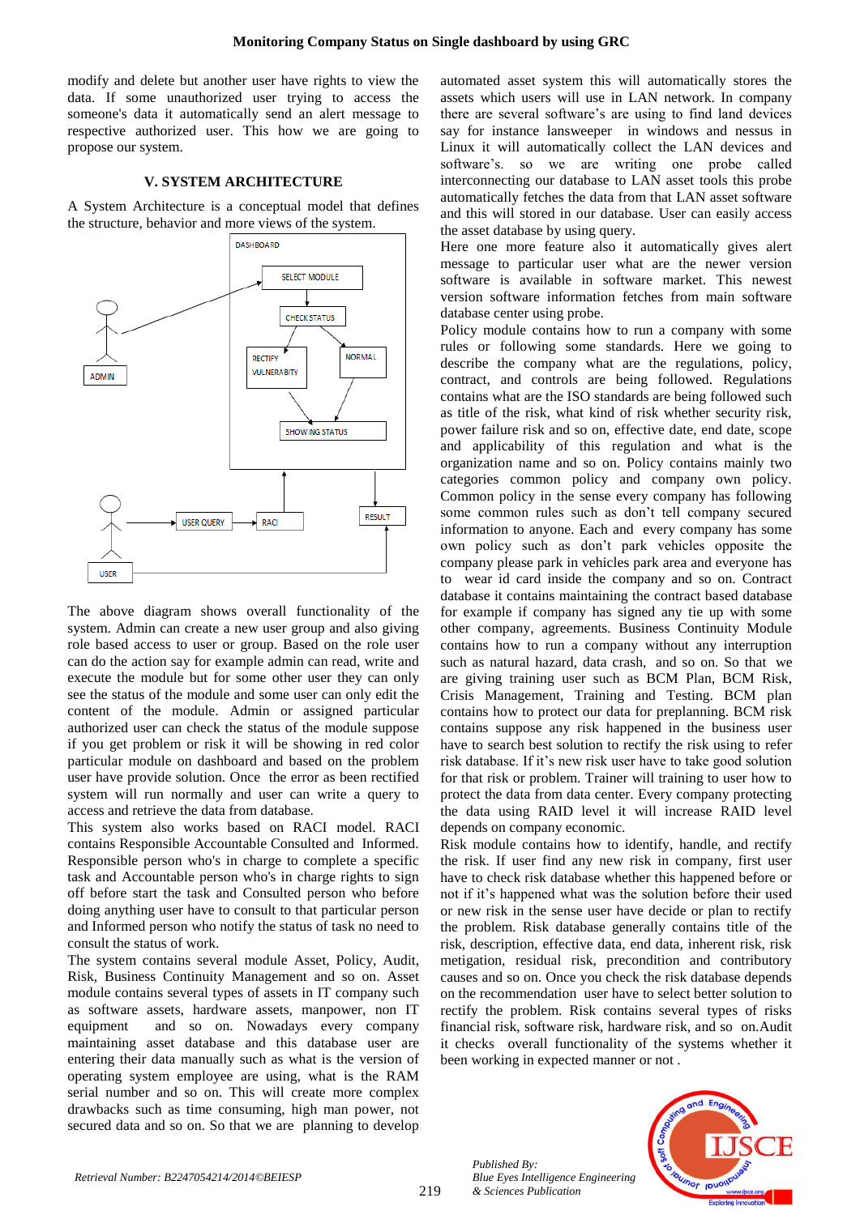modify and delete but another user have rights to view the data. If some unauthorized user trying to access someone's data it automatically send an alert message to respective authorized user. This how we are going to propose our system.

## V. SYSTEM ARCHITECTURE

A System Architecture is a conceptual model that defines the structure, behavior and more views of the system.

DASHBOARD

SELECT MODULE

CHECK STATUS

RECTIFY VULNERABITY

NORMAL

SHOWING STATUS

ADMIN

USER

USER QUERY

RACI

RESULT

The above diagram shows overall functionality of the system. Admin can create a new user group and also giving role based access to user or group. Based on the role user can do the action say for example admin can read, write and execute the module but for some other user they can only see the status of the module and some user can only edit the content of the module. Admin or assigned particular authorized user can check the status of the module suppose if you get problem or risk it will be showing in red color particular module on dashboard and based on the problem user have provide solution. Once the error as been rectified system will run normally and user can write a query to access and retrieve the data from database.

This system also works based on RACI model. RACI contains Responsible Accountable Consulted and Informed. Responsible person who's in charge to complete a specific task and Accountable person who's in charge rights to sign off before start the task and Consulted person who before doing anything user have to consult to that particular person and Informed person who notify the status of task no need to consult the status of work.

The system contains several module Asset, Policy, Audit, Risk, Business Continuity Management and so on. Asset module contains several types of assets in IT company such as software assets, hardware assets, manpower, non IT equipment and so on. Nowadays every company maintaining asset database and this database user are entering their data manually such as what is the version of operating system employee are using, what is the RAM serial number and so on. This will create more complex drawbacks such as time consuming, high man power, not secured data and so on. So that we are planning to develop automated asset system this will automatically stores the assets which users will use in LAN network. In company there are several software's are using to find land devices say for instance lansweeper in windows and nessus in Linux it will automatically collect the LAN devices and software's. so we are writing one probe called interconnecting our database to LAN asset tools this probe automatically fetches the data from that LAN asset software and this will stored in our database. User can easily access the asset database by using query.

Here one more feature also it automatically gives alert message to particular user what are the newer version software is available in software market. This newest version software information fetches from main software database center using probe.

Policy module contains how to run a company with some rules or following some standards. Here we going to describe the company what are the regulations, policy, contract, and controls are being followed. Regulations contains what are the ISO standards are being followed such as title of the risk, what kind of risk whether security risk, power failure risk and so on, effective date, end date, scope and applicability of this regulation and what is the organization name and so on. Policy contains mainly two categories common policy and company own policy. Common policy in the sense every company has following some common rules such as don't tell company secured information to anyone. Each and every company has some own policy such as don't park vehicles opposite the company please park in vehicles park area and everyone has to wear id card inside the company and so on. Contract database it contains maintaining the contract based database for example if company has signed any tie up with some other company, agreements. Business Continuity Module contains how to run a company without any interruption such as natural hazard, data crash, and so on. So that we are giving training user such as BCM Plan, BCM Risk, Crisis Management, Training and Testing. BCM plan contains how to protect our data for preplanning. BCM risk contains suppose any risk happened in the business user have to search best solution to rectify the risk using to refer risk database. If it's new risk user have to take good solution for that risk or problem. Trainer will training to user how to protect the data from data center. Every company protecting the data using RAID level it will increase RAID level depends on company economic.

Risk module contains how to identify, handle, and rectify the risk. If user find any new risk in company, first user have to check risk database whether this happened before or not if it's happened what was the solution before their used or new risk in the sense user have decide or plan to rectify the problem. Risk database generally contains title of the risk, description, effective data, end data, inherent risk, risk metigation, residual risk, precondition and contributory causes and so on. Once you check the risk database depends on the recommendation user have to select better solution to rectify the problem. Risk contains several types of risks financial risk, software risk, hardware risk, and so on. Audit it checks overall functionality of the systems whether it been working in expected manner or not .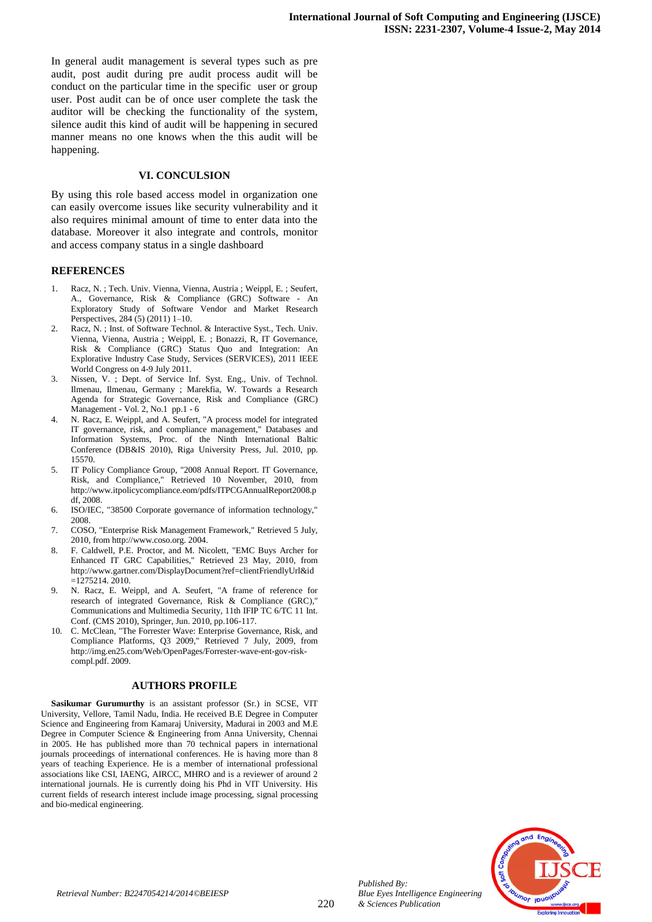In general audit management is several types such as pre audit, post audit during pre audit process audit will be conduct on the particular time in the specific user or group user. Post audit can be of once user complete the task the auditor will be checking the functionality of the system, silence audit this kind of audit will be happening in secured manner means no one knows when the this audit will be happening.

## VI. CONCULSION

By using this role based access model in organization one can easily overcome issues like security vulnerability and it also requires minimal amount of time to enter data into the database. Moreover it also integrate and controls, monitor and access company status in a single dashboard

## REFERENCES

1. Racz, N. ; Tech. Univ. Vienna, Vienna, Austria ; Weippl, E. ; Seufert, A., Governance, Risk & Compliance (GRC) Software - An Exploratory Study of Software Vendor and Market Research Perspectives, 284 (5) (2011) 1–10.
2. Racz, N. ; Inst. of Software Technol. & Interactive Syst., Tech. Univ. Vienna, Vienna, Austria ; Weippl, E. ; Bonazzi, R, IT Governance, Risk & Compliance (GRC) Status Quo and Integration: An Explorative Industry Case Study, Services (SERVICES), 2011 IEEE World Congress on 4-9 July 2011.
3. Nissen, V. ; Dept. of Service Inf. Syst. Eng., Univ. of Technol. Ilmenau, Ilmenau, Germany ; Marekfia, W. Towards a Research Agenda for Strategic Governance, Risk and Compliance (GRC) Management - Vol. 2, No.1 pp.1 - 6
4. N. Racz, E. Weippl, and A. Seufert, "A process model for integrated IT governance, risk, and compliance management," Databases and Information Systems, Proc. of the Ninth International Baltic Conference (DB&IS 2010), Riga University Press, Jul. 2010, pp. 15570.
5. IT Policy Compliance Group, "2008 Annual Report. IT Governance, Risk, and Compliance," Retrieved 10 November, 2010, from http://www.itpolicycompliance.eom/pdfs/ITPCGAnnualReport2008.pdf, 2008.
6. ISO/IEC, "38500 Corporate governance of information technology," 2008.
7. COSO, "Enterprise Risk Management Framework," Retrieved 5 July, 2010, from http://www.coso.org. 2004.
8. F. Caldwell, P.E. Proctor, and M. Nicolett, "EMC Buys Archer for Enhanced IT GRC Capabilities," Retrieved 23 May, 2010, from http://www.gartner.com/DisplayDocument?ref=clientFriendlyUrl&id=1275214. 2010.
9. N. Racz, E. Weippl, and A. Seufert, "A frame of reference for research of integrated Governance, Risk & Compliance (GRC)," Communications and Multimedia Security, 11th IFIP TC 6/TC 11 Int. Conf. (CMS 2010), Springer, Jun. 2010, pp.106-117.
10. C. McClean, "The Forrester Wave: Enterprise Governance, Risk, and Compliance Platforms, Q3 2009," Retrieved 7 July, 2009, from http://img.en25.com/Web/OpenPages/Forrester-wave-ent-gov-risk-compl.pdf. 2009.

## AUTHORS PROFILE

**Sasikumar Gurumurthy** is an assistant professor (Sr.) in SCSE, VIT University, Vellore, Tamil Nadu, India. He received B.E Degree in Computer Science and Engineering from Kamaraj University, Madurai in 2003 and M.E Degree in Computer Science & Engineering from Anna University, Chennai in 2005. He has published more than 70 technical papers in international journals proceedings of international conferences. He is having more than 8 years of teaching Experience. He is a member of international professional associations like CSI, IAENG, AIRCC, MHRO and is a reviewer of around 2 international journals. He is currently doing his Phd in VIT University. His current fields of research interest include image processing, signal processing and bio-medical engineering.